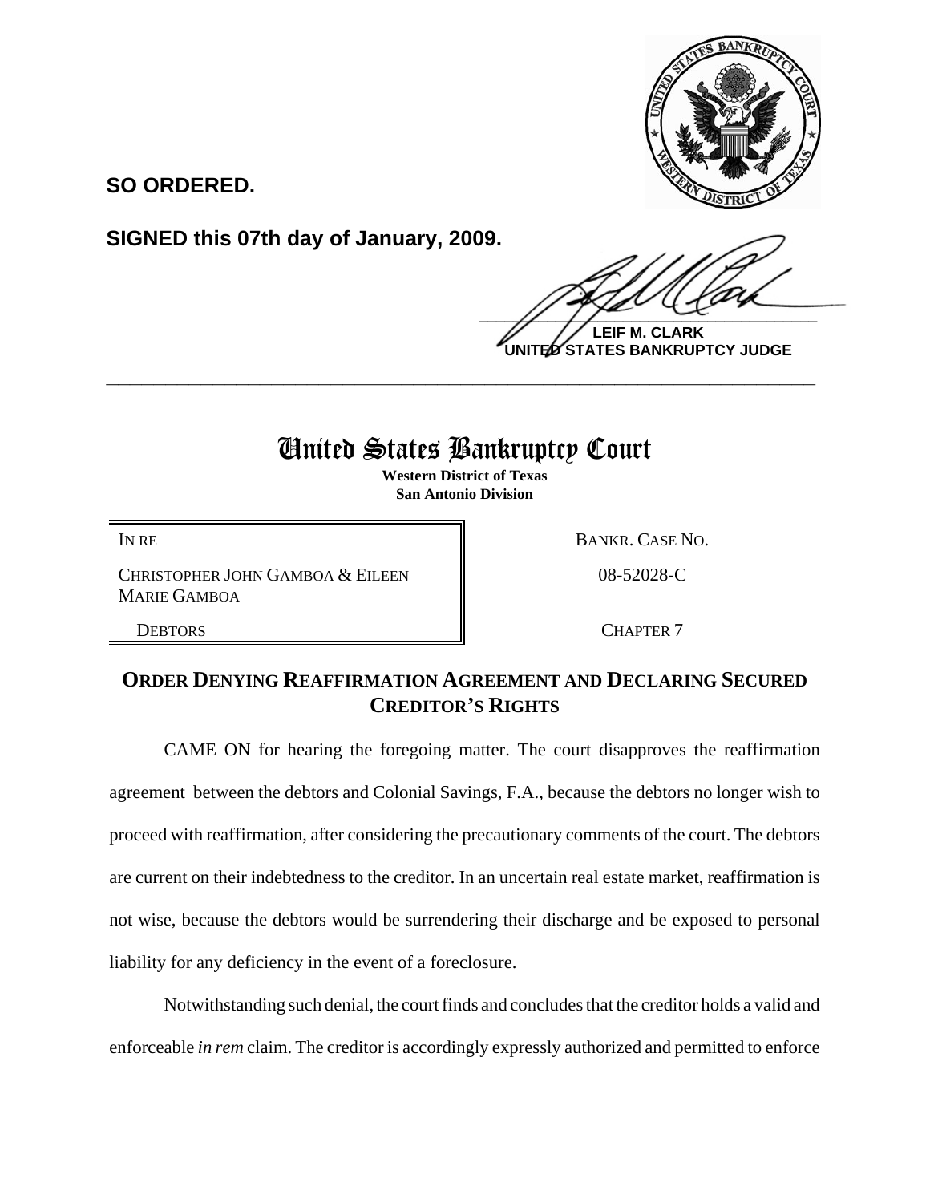**SO ORDERED.**

**SIGNED this 07th day of January, 2009.**

**LEIF M. CLARK**
**UNITED STATES BANKRUPTCY JUDGE**

---

# United States Bankruptcy Court

**Western District of Texas**
**San Antonio Division**

| | |
|---|---|
| IN RE | BANKR. CASE NO. |
| CHRISTOPHER JOHN GAMBOA & EILEEN MARIE GAMBOA | 08-52028-C |
| DEBTORS | CHAPTER 7 |

## ORDER DENYING REAFFIRMATION AGREEMENT AND DECLARING SECURED CREDITOR'S RIGHTS

CAME ON for hearing the foregoing matter. The court disapproves the reaffirmation agreement between the debtors and Colonial Savings, F.A., because the debtors no longer wish to proceed with reaffirmation, after considering the precautionary comments of the court. The debtors are current on their indebtedness to the creditor. In an uncertain real estate market, reaffirmation is not wise, because the debtors would be surrendering their discharge and be exposed to personal liability for any deficiency in the event of a foreclosure.

Notwithstanding such denial, the court finds and concludes that the creditor holds a valid and enforceable *in rem* claim. The creditor is accordingly expressly authorized and permitted to enforce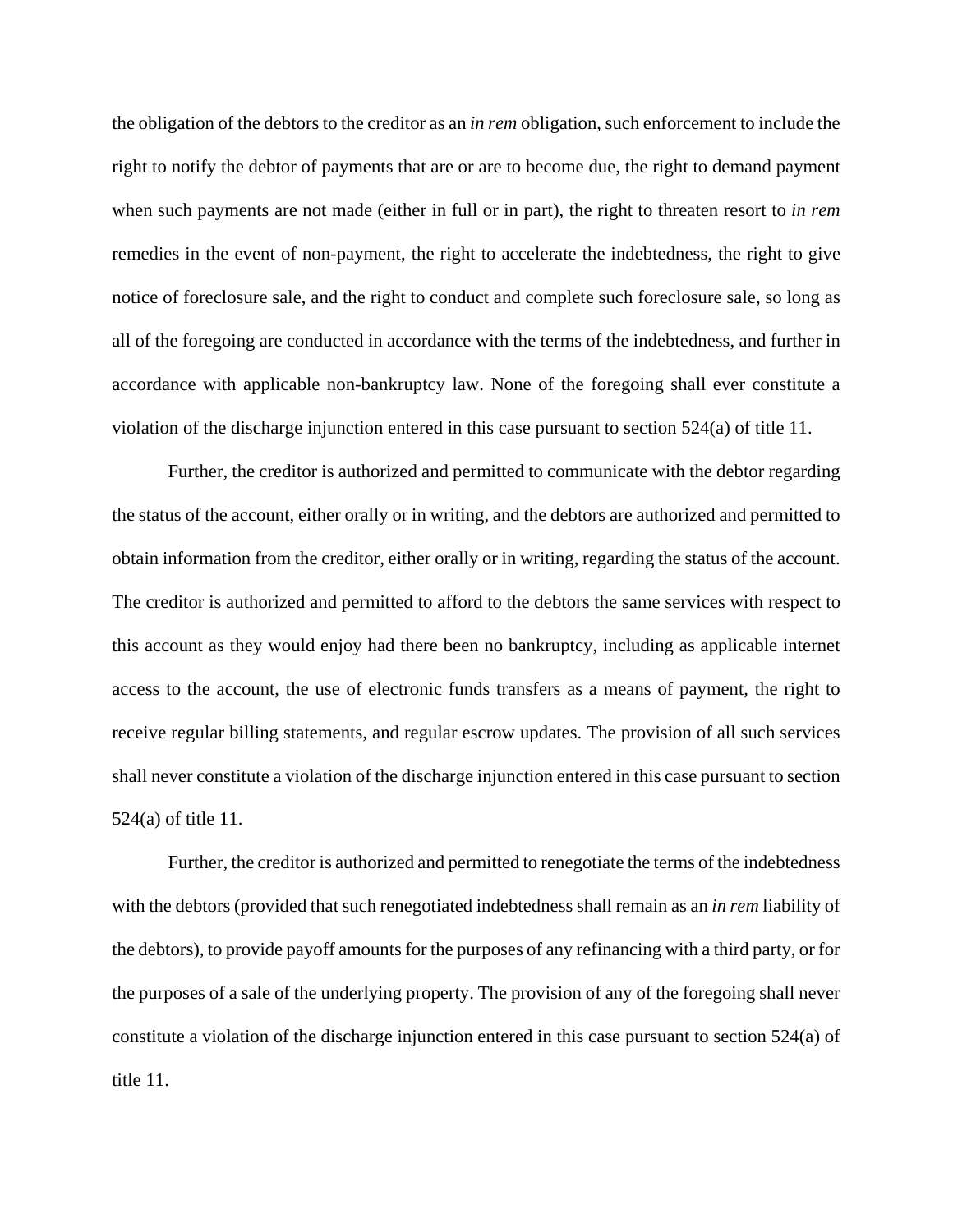the obligation of the debtors to the creditor as an *in rem* obligation, such enforcement to include the right to notify the debtor of payments that are or are to become due, the right to demand payment when such payments are not made (either in full or in part), the right to threaten resort to *in rem* remedies in the event of non-payment, the right to accelerate the indebtedness, the right to give notice of foreclosure sale, and the right to conduct and complete such foreclosure sale, so long as all of the foregoing are conducted in accordance with the terms of the indebtedness, and further in accordance with applicable non-bankruptcy law. None of the foregoing shall ever constitute a violation of the discharge injunction entered in this case pursuant to section 524(a) of title 11.

Further, the creditor is authorized and permitted to communicate with the debtor regarding the status of the account, either orally or in writing, and the debtors are authorized and permitted to obtain information from the creditor, either orally or in writing, regarding the status of the account. The creditor is authorized and permitted to afford to the debtors the same services with respect to this account as they would enjoy had there been no bankruptcy, including as applicable internet access to the account, the use of electronic funds transfers as a means of payment, the right to receive regular billing statements, and regular escrow updates. The provision of all such services shall never constitute a violation of the discharge injunction entered in this case pursuant to section 524(a) of title 11.

Further, the creditor is authorized and permitted to renegotiate the terms of the indebtedness with the debtors (provided that such renegotiated indebtedness shall remain as an *in rem* liability of the debtors), to provide payoff amounts for the purposes of any refinancing with a third party, or for the purposes of a sale of the underlying property. The provision of any of the foregoing shall never constitute a violation of the discharge injunction entered in this case pursuant to section 524(a) of title 11.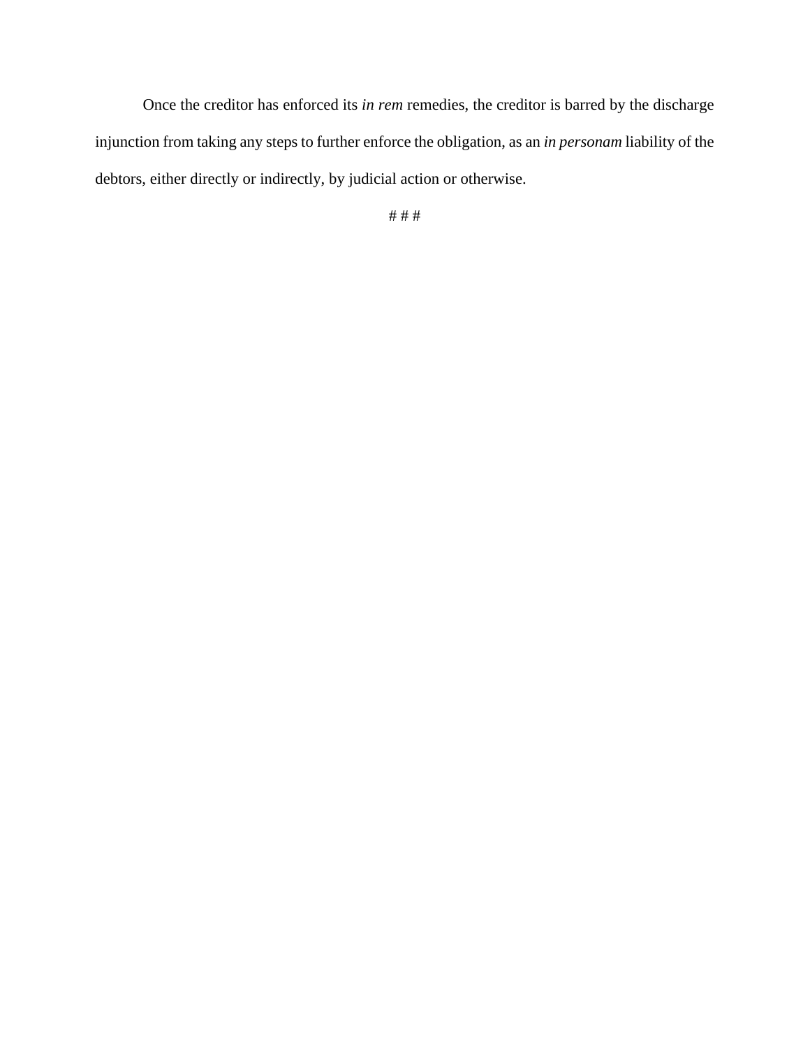Once the creditor has enforced its *in rem* remedies, the creditor is barred by the discharge injunction from taking any steps to further enforce the obligation, as an *in personam* liability of the debtors, either directly or indirectly, by judicial action or otherwise.

# # #